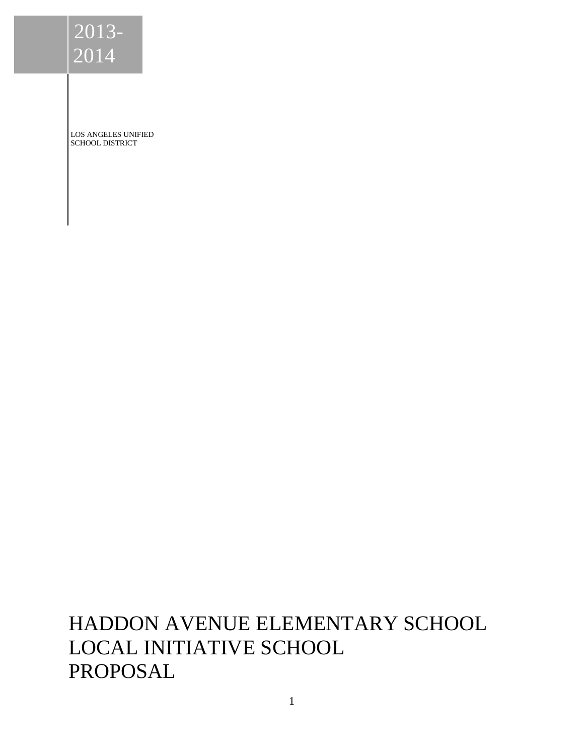2013-2014

LOS ANGELES UNIFIED SCHOOL DISTRICT

# HADDON AVENUE ELEMENTARY SCHOOL LOCAL INITIATIVE SCHOOL PROPOSAL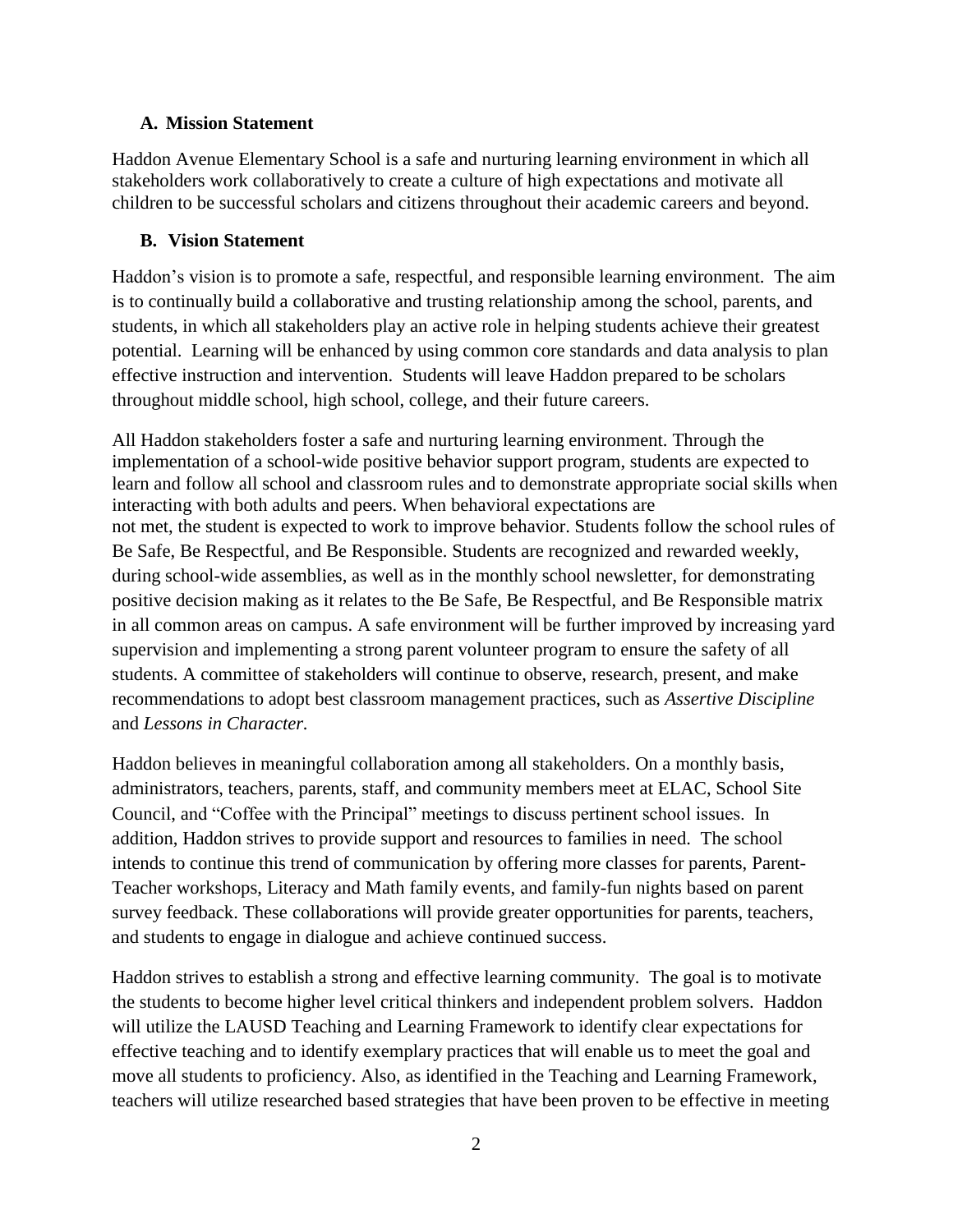### A. Mission Statement

Haddon Avenue Elementary School is a safe and nurturing learning environment in which all stakeholders work collaboratively to create a culture of high expectations and motivate all children to be successful scholars and citizens throughout their academic careers and beyond.

### B. Vision Statement

Haddon's vision is to promote a safe, respectful, and responsible learning environment. The aim is to continually build a collaborative and trusting relationship among the school, parents, and students, in which all stakeholders play an active role in helping students achieve their greatest potential. Learning will be enhanced by using common core standards and data analysis to plan effective instruction and intervention. Students will leave Haddon prepared to be scholars throughout middle school, high school, college, and their future careers.

All Haddon stakeholders foster a safe and nurturing learning environment. Through the implementation of a school-wide positive behavior support program, students are expected to learn and follow all school and classroom rules and to demonstrate appropriate social skills when interacting with both adults and peers. When behavioral expectations are not met, the student is expected to work to improve behavior. Students follow the school rules of Be Safe, Be Respectful, and Be Responsible. Students are recognized and rewarded weekly, during school-wide assemblies, as well as in the monthly school newsletter, for demonstrating positive decision making as it relates to the Be Safe, Be Respectful, and Be Responsible matrix in all common areas on campus. A safe environment will be further improved by increasing yard supervision and implementing a strong parent volunteer program to ensure the safety of all students. A committee of stakeholders will continue to observe, research, present, and make recommendations to adopt best classroom management practices, such as *Assertive Discipline* and *Lessons in Character.*

Haddon believes in meaningful collaboration among all stakeholders. On a monthly basis, administrators, teachers, parents, staff, and community members meet at ELAC, School Site Council, and "Coffee with the Principal" meetings to discuss pertinent school issues. In addition, Haddon strives to provide support and resources to families in need. The school intends to continue this trend of communication by offering more classes for parents, Parent-Teacher workshops, Literacy and Math family events, and family-fun nights based on parent survey feedback. These collaborations will provide greater opportunities for parents, teachers, and students to engage in dialogue and achieve continued success.

Haddon strives to establish a strong and effective learning community. The goal is to motivate the students to become higher level critical thinkers and independent problem solvers. Haddon will utilize the LAUSD Teaching and Learning Framework to identify clear expectations for effective teaching and to identify exemplary practices that will enable us to meet the goal and move all students to proficiency. Also, as identified in the Teaching and Learning Framework, teachers will utilize researched based strategies that have been proven to be effective in meeting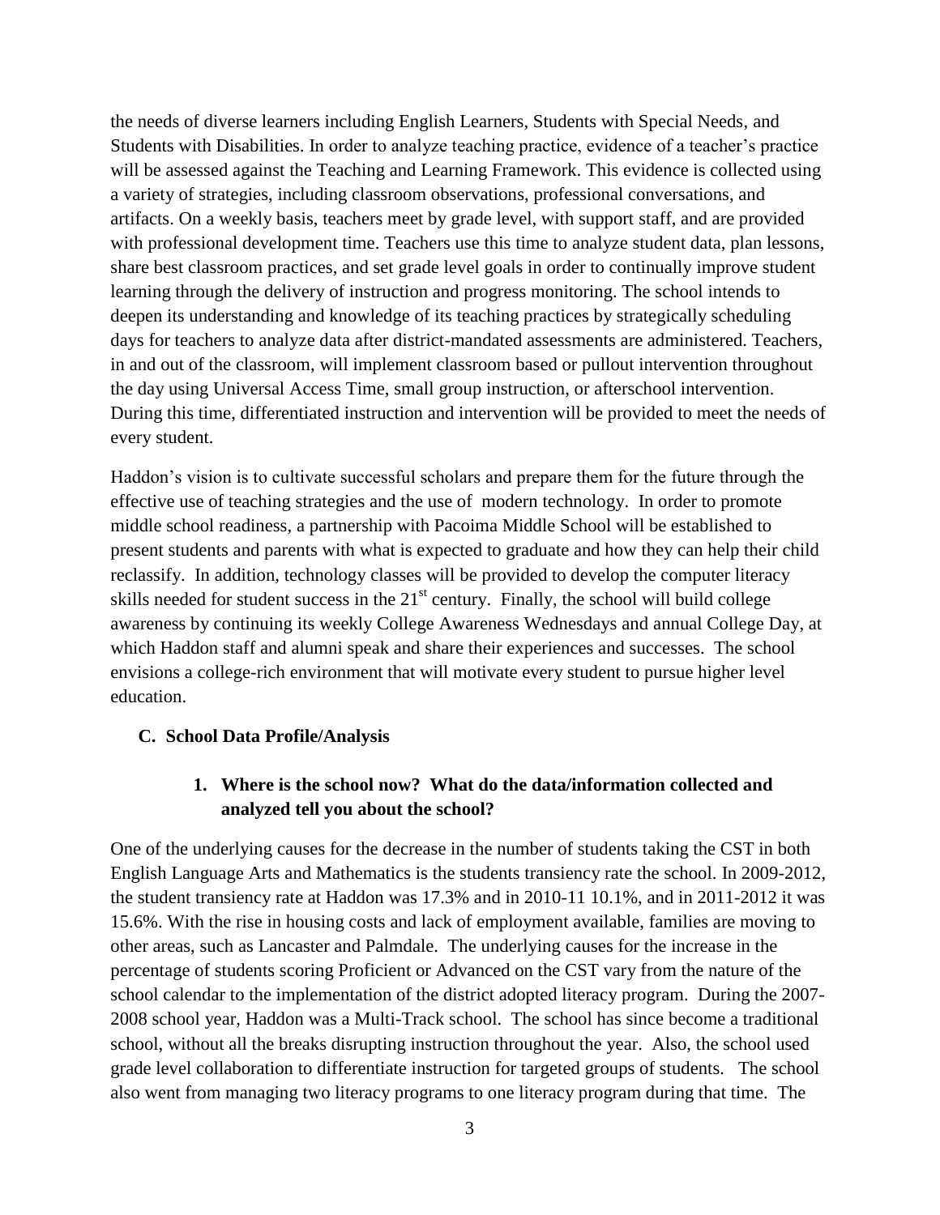the needs of diverse learners including English Learners, Students with Special Needs, and Students with Disabilities. In order to analyze teaching practice, evidence of a teacher's practice will be assessed against the Teaching and Learning Framework. This evidence is collected using a variety of strategies, including classroom observations, professional conversations, and artifacts. On a weekly basis, teachers meet by grade level, with support staff, and are provided with professional development time. Teachers use this time to analyze student data, plan lessons, share best classroom practices, and set grade level goals in order to continually improve student learning through the delivery of instruction and progress monitoring. The school intends to deepen its understanding and knowledge of its teaching practices by strategically scheduling days for teachers to analyze data after district-mandated assessments are administered. Teachers, in and out of the classroom, will implement classroom based or pullout intervention throughout the day using Universal Access Time, small group instruction, or afterschool intervention. During this time, differentiated instruction and intervention will be provided to meet the needs of every student.

Haddon's vision is to cultivate successful scholars and prepare them for the future through the effective use of teaching strategies and the use of modern technology. In order to promote middle school readiness, a partnership with Pacoima Middle School will be established to present students and parents with what is expected to graduate and how they can help their child reclassify. In addition, technology classes will be provided to develop the computer literacy skills needed for student success in the 21st century. Finally, the school will build college awareness by continuing its weekly College Awareness Wednesdays and annual College Day, at which Haddon staff and alumni speak and share their experiences and successes. The school envisions a college-rich environment that will motivate every student to pursue higher level education.

### C. School Data Profile/Analysis

#### 1. Where is the school now? What do the data/information collected and analyzed tell you about the school?

One of the underlying causes for the decrease in the number of students taking the CST in both English Language Arts and Mathematics is the students transiency rate the school. In 2009-2012, the student transiency rate at Haddon was 17.3% and in 2010-11 10.1%, and in 2011-2012 it was 15.6%. With the rise in housing costs and lack of employment available, families are moving to other areas, such as Lancaster and Palmdale. The underlying causes for the increase in the percentage of students scoring Proficient or Advanced on the CST vary from the nature of the school calendar to the implementation of the district adopted literacy program. During the 2007-2008 school year, Haddon was a Multi-Track school. The school has since become a traditional school, without all the breaks disrupting instruction throughout the year. Also, the school used grade level collaboration to differentiate instruction for targeted groups of students. The school also went from managing two literacy programs to one literacy program during that time. The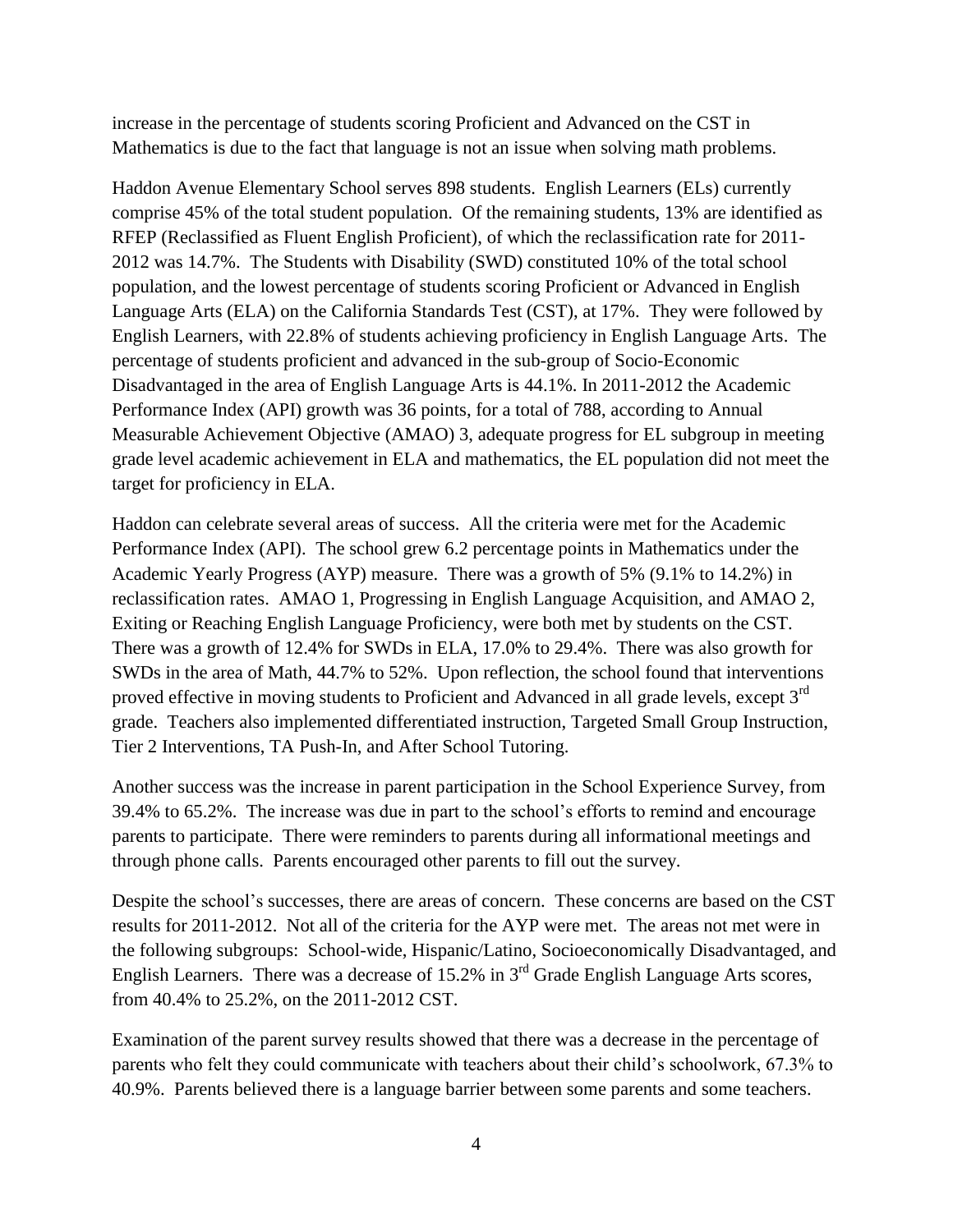increase in the percentage of students scoring Proficient and Advanced on the CST in Mathematics is due to the fact that language is not an issue when solving math problems.

Haddon Avenue Elementary School serves 898 students. English Learners (ELs) currently comprise 45% of the total student population. Of the remaining students, 13% are identified as RFEP (Reclassified as Fluent English Proficient), of which the reclassification rate for 2011-2012 was 14.7%. The Students with Disability (SWD) constituted 10% of the total school population, and the lowest percentage of students scoring Proficient or Advanced in English Language Arts (ELA) on the California Standards Test (CST), at 17%. They were followed by English Learners, with 22.8% of students achieving proficiency in English Language Arts. The percentage of students proficient and advanced in the sub-group of Socio-Economic Disadvantaged in the area of English Language Arts is 44.1%. In 2011-2012 the Academic Performance Index (API) growth was 36 points, for a total of 788, according to Annual Measurable Achievement Objective (AMAO) 3, adequate progress for EL subgroup in meeting grade level academic achievement in ELA and mathematics, the EL population did not meet the target for proficiency in ELA.

Haddon can celebrate several areas of success. All the criteria were met for the Academic Performance Index (API). The school grew 6.2 percentage points in Mathematics under the Academic Yearly Progress (AYP) measure. There was a growth of 5% (9.1% to 14.2%) in reclassification rates. AMAO 1, Progressing in English Language Acquisition, and AMAO 2, Exiting or Reaching English Language Proficiency, were both met by students on the CST. There was a growth of 12.4% for SWDs in ELA, 17.0% to 29.4%. There was also growth for SWDs in the area of Math, 44.7% to 52%. Upon reflection, the school found that interventions proved effective in moving students to Proficient and Advanced in all grade levels, except 3rd grade. Teachers also implemented differentiated instruction, Targeted Small Group Instruction, Tier 2 Interventions, TA Push-In, and After School Tutoring.

Another success was the increase in parent participation in the School Experience Survey, from 39.4% to 65.2%. The increase was due in part to the school's efforts to remind and encourage parents to participate. There were reminders to parents during all informational meetings and through phone calls. Parents encouraged other parents to fill out the survey.

Despite the school's successes, there are areas of concern. These concerns are based on the CST results for 2011-2012. Not all of the criteria for the AYP were met. The areas not met were in the following subgroups: School-wide, Hispanic/Latino, Socioeconomically Disadvantaged, and English Learners. There was a decrease of 15.2% in 3rd Grade English Language Arts scores, from 40.4% to 25.2%, on the 2011-2012 CST.

Examination of the parent survey results showed that there was a decrease in the percentage of parents who felt they could communicate with teachers about their child's schoolwork, 67.3% to 40.9%. Parents believed there is a language barrier between some parents and some teachers.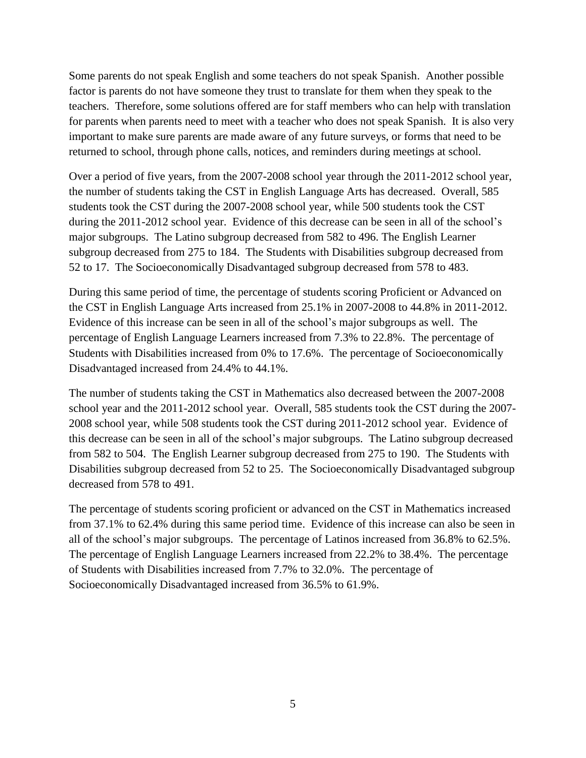Some parents do not speak English and some teachers do not speak Spanish. Another possible factor is parents do not have someone they trust to translate for them when they speak to the teachers. Therefore, some solutions offered are for staff members who can help with translation for parents when parents need to meet with a teacher who does not speak Spanish. It is also very important to make sure parents are made aware of any future surveys, or forms that need to be returned to school, through phone calls, notices, and reminders during meetings at school.

Over a period of five years, from the 2007-2008 school year through the 2011-2012 school year, the number of students taking the CST in English Language Arts has decreased. Overall, 585 students took the CST during the 2007-2008 school year, while 500 students took the CST during the 2011-2012 school year. Evidence of this decrease can be seen in all of the school's major subgroups. The Latino subgroup decreased from 582 to 496. The English Learner subgroup decreased from 275 to 184. The Students with Disabilities subgroup decreased from 52 to 17. The Socioeconomically Disadvantaged subgroup decreased from 578 to 483.

During this same period of time, the percentage of students scoring Proficient or Advanced on the CST in English Language Arts increased from 25.1% in 2007-2008 to 44.8% in 2011-2012. Evidence of this increase can be seen in all of the school's major subgroups as well. The percentage of English Language Learners increased from 7.3% to 22.8%. The percentage of Students with Disabilities increased from 0% to 17.6%. The percentage of Socioeconomically Disadvantaged increased from 24.4% to 44.1%.

The number of students taking the CST in Mathematics also decreased between the 2007-2008 school year and the 2011-2012 school year. Overall, 585 students took the CST during the 2007-2008 school year, while 508 students took the CST during 2011-2012 school year. Evidence of this decrease can be seen in all of the school's major subgroups. The Latino subgroup decreased from 582 to 504. The English Learner subgroup decreased from 275 to 190. The Students with Disabilities subgroup decreased from 52 to 25. The Socioeconomically Disadvantaged subgroup decreased from 578 to 491.

The percentage of students scoring proficient or advanced on the CST in Mathematics increased from 37.1% to 62.4% during this same period time. Evidence of this increase can also be seen in all of the school's major subgroups. The percentage of Latinos increased from 36.8% to 62.5%. The percentage of English Language Learners increased from 22.2% to 38.4%. The percentage of Students with Disabilities increased from 7.7% to 32.0%. The percentage of Socioeconomically Disadvantaged increased from 36.5% to 61.9%.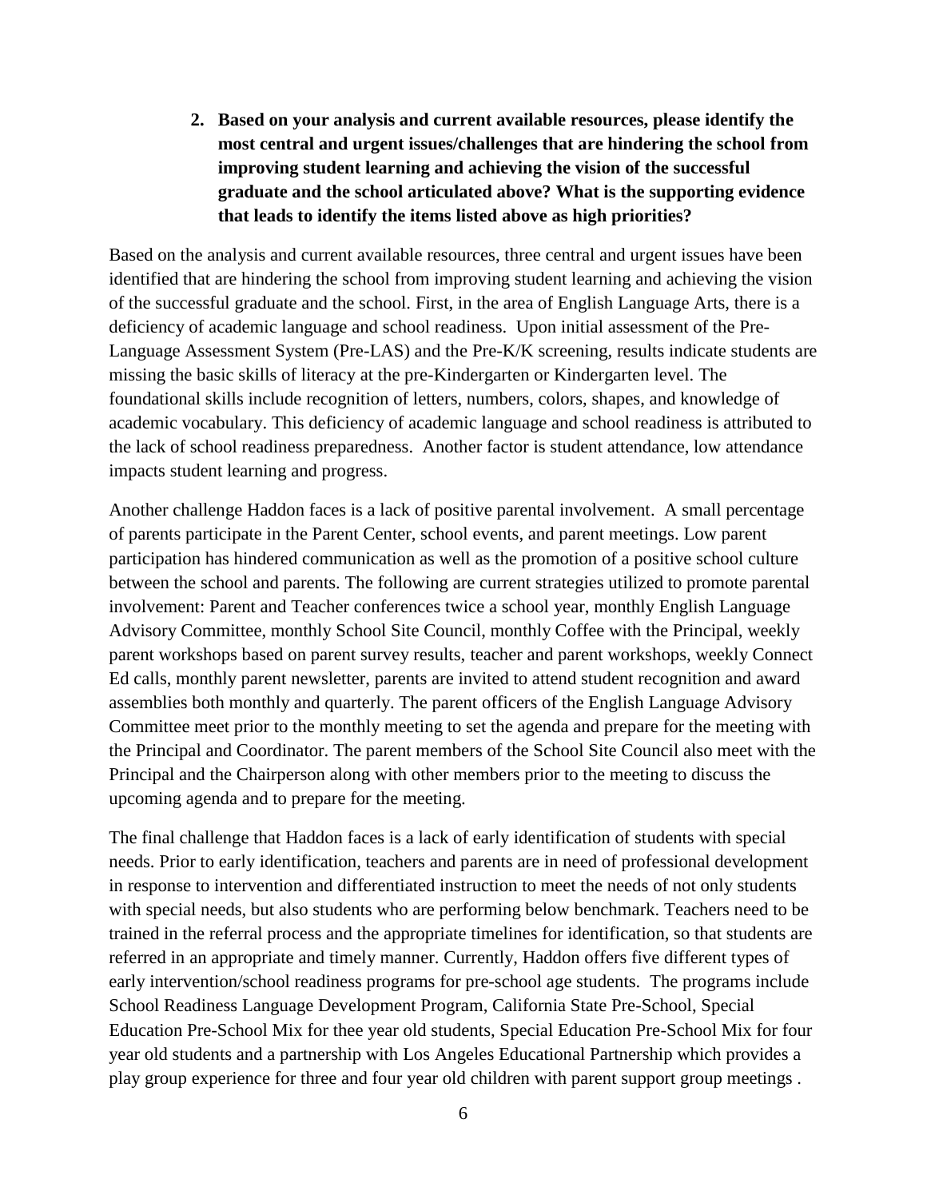2. **Based on your analysis and current available resources, please identify the most central and urgent issues/challenges that are hindering the school from improving student learning and achieving the vision of the successful graduate and the school articulated above? What is the supporting evidence that leads to identify the items listed above as high priorities?**

Based on the analysis and current available resources, three central and urgent issues have been identified that are hindering the school from improving student learning and achieving the vision of the successful graduate and the school. First, in the area of English Language Arts, there is a deficiency of academic language and school readiness. Upon initial assessment of the Pre-Language Assessment System (Pre-LAS) and the Pre-K/K screening, results indicate students are missing the basic skills of literacy at the pre-Kindergarten or Kindergarten level. The foundational skills include recognition of letters, numbers, colors, shapes, and knowledge of academic vocabulary. This deficiency of academic language and school readiness is attributed to the lack of school readiness preparedness. Another factor is student attendance, low attendance impacts student learning and progress.

Another challenge Haddon faces is a lack of positive parental involvement. A small percentage of parents participate in the Parent Center, school events, and parent meetings. Low parent participation has hindered communication as well as the promotion of a positive school culture between the school and parents. The following are current strategies utilized to promote parental involvement: Parent and Teacher conferences twice a school year, monthly English Language Advisory Committee, monthly School Site Council, monthly Coffee with the Principal, weekly parent workshops based on parent survey results, teacher and parent workshops, weekly Connect Ed calls, monthly parent newsletter, parents are invited to attend student recognition and award assemblies both monthly and quarterly. The parent officers of the English Language Advisory Committee meet prior to the monthly meeting to set the agenda and prepare for the meeting with the Principal and Coordinator. The parent members of the School Site Council also meet with the Principal and the Chairperson along with other members prior to the meeting to discuss the upcoming agenda and to prepare for the meeting.

The final challenge that Haddon faces is a lack of early identification of students with special needs. Prior to early identification, teachers and parents are in need of professional development in response to intervention and differentiated instruction to meet the needs of not only students with special needs, but also students who are performing below benchmark. Teachers need to be trained in the referral process and the appropriate timelines for identification, so that students are referred in an appropriate and timely manner. Currently, Haddon offers five different types of early intervention/school readiness programs for pre-school age students. The programs include School Readiness Language Development Program, California State Pre-School, Special Education Pre-School Mix for thee year old students, Special Education Pre-School Mix for four year old students and a partnership with Los Angeles Educational Partnership which provides a play group experience for three and four year old children with parent support group meetings .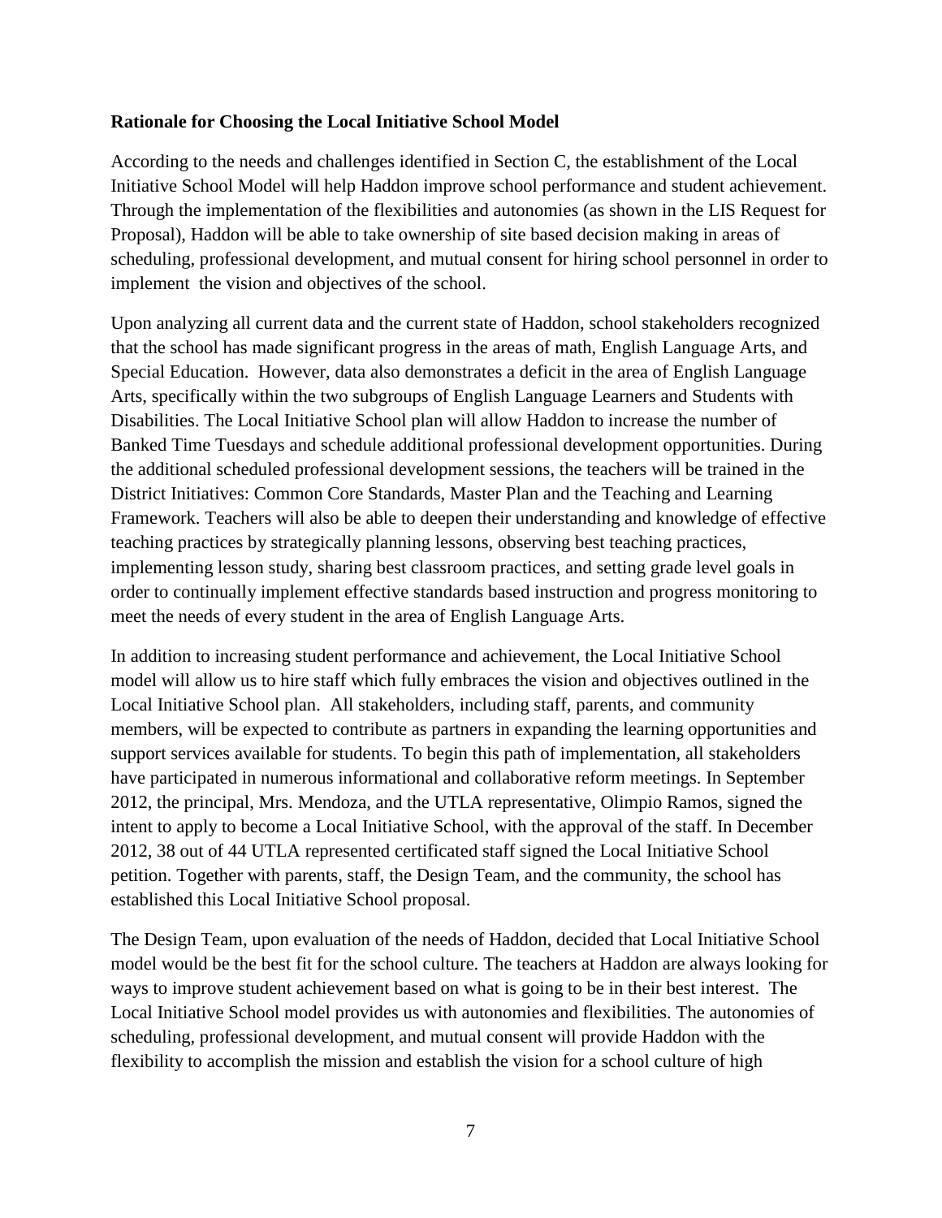**Rationale for Choosing the Local Initiative School Model**

According to the needs and challenges identified in Section C, the establishment of the Local Initiative School Model will help Haddon improve school performance and student achievement. Through the implementation of the flexibilities and autonomies (as shown in the LIS Request for Proposal), Haddon will be able to take ownership of site based decision making in areas of scheduling, professional development, and mutual consent for hiring school personnel in order to implement the vision and objectives of the school.

Upon analyzing all current data and the current state of Haddon, school stakeholders recognized that the school has made significant progress in the areas of math, English Language Arts, and Special Education. However, data also demonstrates a deficit in the area of English Language Arts, specifically within the two subgroups of English Language Learners and Students with Disabilities. The Local Initiative School plan will allow Haddon to increase the number of Banked Time Tuesdays and schedule additional professional development opportunities. During the additional scheduled professional development sessions, the teachers will be trained in the District Initiatives: Common Core Standards, Master Plan and the Teaching and Learning Framework. Teachers will also be able to deepen their understanding and knowledge of effective teaching practices by strategically planning lessons, observing best teaching practices, implementing lesson study, sharing best classroom practices, and setting grade level goals in order to continually implement effective standards based instruction and progress monitoring to meet the needs of every student in the area of English Language Arts.

In addition to increasing student performance and achievement, the Local Initiative School model will allow us to hire staff which fully embraces the vision and objectives outlined in the Local Initiative School plan. All stakeholders, including staff, parents, and community members, will be expected to contribute as partners in expanding the learning opportunities and support services available for students. To begin this path of implementation, all stakeholders have participated in numerous informational and collaborative reform meetings. In September 2012, the principal, Mrs. Mendoza, and the UTLA representative, Olimpio Ramos, signed the intent to apply to become a Local Initiative School, with the approval of the staff. In December 2012, 38 out of 44 UTLA represented certificated staff signed the Local Initiative School petition. Together with parents, staff, the Design Team, and the community, the school has established this Local Initiative School proposal.

The Design Team, upon evaluation of the needs of Haddon, decided that Local Initiative School model would be the best fit for the school culture. The teachers at Haddon are always looking for ways to improve student achievement based on what is going to be in their best interest. The Local Initiative School model provides us with autonomies and flexibilities. The autonomies of scheduling, professional development, and mutual consent will provide Haddon with the flexibility to accomplish the mission and establish the vision for a school culture of high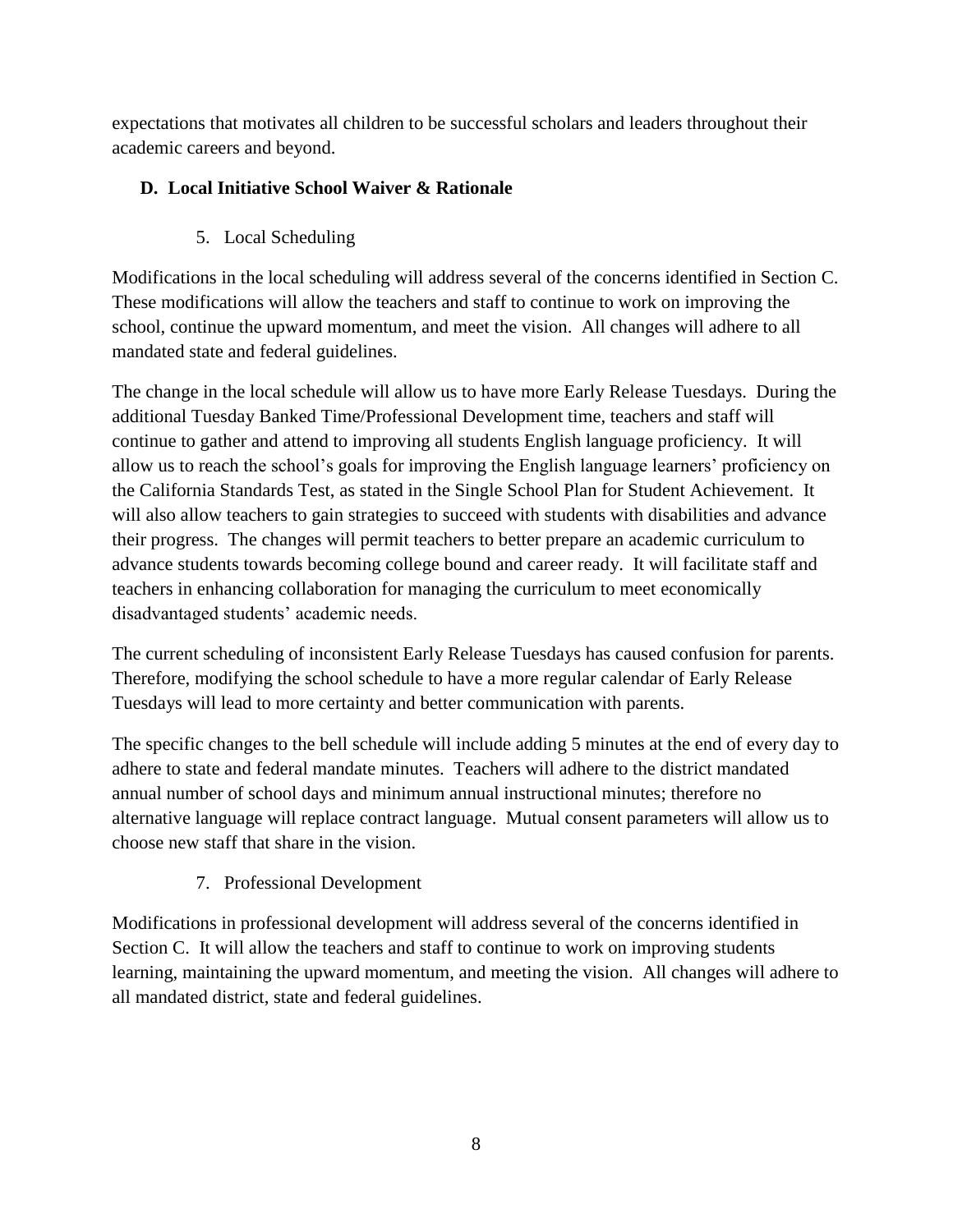expectations that motivates all children to be successful scholars and leaders throughout their academic careers and beyond.

## D. Local Initiative School Waiver & Rationale

5. Local Scheduling

Modifications in the local scheduling will address several of the concerns identified in Section C. These modifications will allow the teachers and staff to continue to work on improving the school, continue the upward momentum, and meet the vision. All changes will adhere to all mandated state and federal guidelines.

The change in the local schedule will allow us to have more Early Release Tuesdays. During the additional Tuesday Banked Time/Professional Development time, teachers and staff will continue to gather and attend to improving all students English language proficiency. It will allow us to reach the school's goals for improving the English language learners' proficiency on the California Standards Test, as stated in the Single School Plan for Student Achievement. It will also allow teachers to gain strategies to succeed with students with disabilities and advance their progress. The changes will permit teachers to better prepare an academic curriculum to advance students towards becoming college bound and career ready. It will facilitate staff and teachers in enhancing collaboration for managing the curriculum to meet economically disadvantaged students' academic needs.

The current scheduling of inconsistent Early Release Tuesdays has caused confusion for parents. Therefore, modifying the school schedule to have a more regular calendar of Early Release Tuesdays will lead to more certainty and better communication with parents.

The specific changes to the bell schedule will include adding 5 minutes at the end of every day to adhere to state and federal mandate minutes. Teachers will adhere to the district mandated annual number of school days and minimum annual instructional minutes; therefore no alternative language will replace contract language. Mutual consent parameters will allow us to choose new staff that share in the vision.

7. Professional Development

Modifications in professional development will address several of the concerns identified in Section C. It will allow the teachers and staff to continue to work on improving students learning, maintaining the upward momentum, and meeting the vision. All changes will adhere to all mandated district, state and federal guidelines.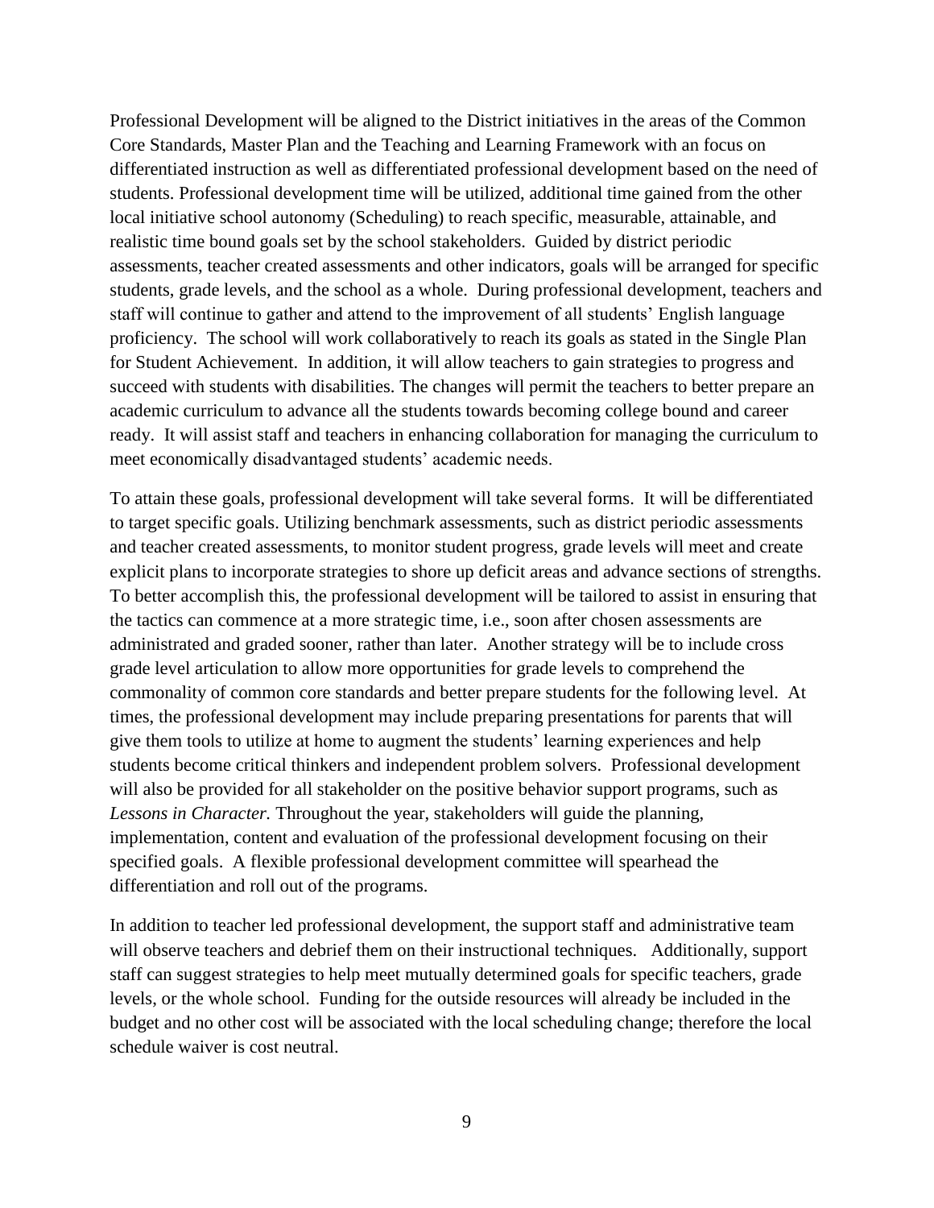Professional Development will be aligned to the District initiatives in the areas of the Common Core Standards, Master Plan and the Teaching and Learning Framework with an focus on differentiated instruction as well as differentiated professional development based on the need of students. Professional development time will be utilized, additional time gained from the other local initiative school autonomy (Scheduling) to reach specific, measurable, attainable, and realistic time bound goals set by the school stakeholders. Guided by district periodic assessments, teacher created assessments and other indicators, goals will be arranged for specific students, grade levels, and the school as a whole. During professional development, teachers and staff will continue to gather and attend to the improvement of all students' English language proficiency. The school will work collaboratively to reach its goals as stated in the Single Plan for Student Achievement. In addition, it will allow teachers to gain strategies to progress and succeed with students with disabilities. The changes will permit the teachers to better prepare an academic curriculum to advance all the students towards becoming college bound and career ready. It will assist staff and teachers in enhancing collaboration for managing the curriculum to meet economically disadvantaged students' academic needs.

To attain these goals, professional development will take several forms. It will be differentiated to target specific goals. Utilizing benchmark assessments, such as district periodic assessments and teacher created assessments, to monitor student progress, grade levels will meet and create explicit plans to incorporate strategies to shore up deficit areas and advance sections of strengths. To better accomplish this, the professional development will be tailored to assist in ensuring that the tactics can commence at a more strategic time, i.e., soon after chosen assessments are administrated and graded sooner, rather than later. Another strategy will be to include cross grade level articulation to allow more opportunities for grade levels to comprehend the commonality of common core standards and better prepare students for the following level. At times, the professional development may include preparing presentations for parents that will give them tools to utilize at home to augment the students' learning experiences and help students become critical thinkers and independent problem solvers. Professional development will also be provided for all stakeholder on the positive behavior support programs, such as *Lessons in Character.* Throughout the year, stakeholders will guide the planning, implementation, content and evaluation of the professional development focusing on their specified goals. A flexible professional development committee will spearhead the differentiation and roll out of the programs.

In addition to teacher led professional development, the support staff and administrative team will observe teachers and debrief them on their instructional techniques. Additionally, support staff can suggest strategies to help meet mutually determined goals for specific teachers, grade levels, or the whole school. Funding for the outside resources will already be included in the budget and no other cost will be associated with the local scheduling change; therefore the local schedule waiver is cost neutral.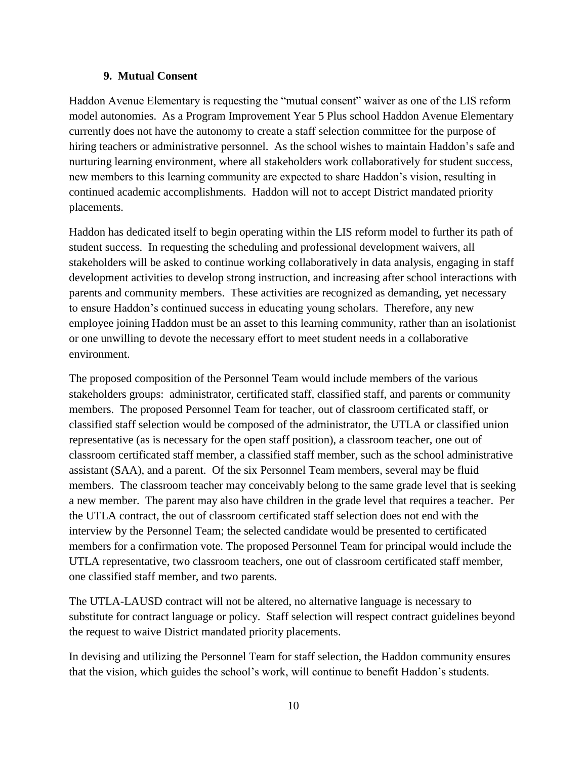### 9. Mutual Consent

Haddon Avenue Elementary is requesting the "mutual consent" waiver as one of the LIS reform model autonomies. As a Program Improvement Year 5 Plus school Haddon Avenue Elementary currently does not have the autonomy to create a staff selection committee for the purpose of hiring teachers or administrative personnel. As the school wishes to maintain Haddon's safe and nurturing learning environment, where all stakeholders work collaboratively for student success, new members to this learning community are expected to share Haddon's vision, resulting in continued academic accomplishments. Haddon will not to accept District mandated priority placements.

Haddon has dedicated itself to begin operating within the LIS reform model to further its path of student success. In requesting the scheduling and professional development waivers, all stakeholders will be asked to continue working collaboratively in data analysis, engaging in staff development activities to develop strong instruction, and increasing after school interactions with parents and community members. These activities are recognized as demanding, yet necessary to ensure Haddon's continued success in educating young scholars. Therefore, any new employee joining Haddon must be an asset to this learning community, rather than an isolationist or one unwilling to devote the necessary effort to meet student needs in a collaborative environment.

The proposed composition of the Personnel Team would include members of the various stakeholders groups: administrator, certificated staff, classified staff, and parents or community members. The proposed Personnel Team for teacher, out of classroom certificated staff, or classified staff selection would be composed of the administrator, the UTLA or classified union representative (as is necessary for the open staff position), a classroom teacher, one out of classroom certificated staff member, a classified staff member, such as the school administrative assistant (SAA), and a parent. Of the six Personnel Team members, several may be fluid members. The classroom teacher may conceivably belong to the same grade level that is seeking a new member. The parent may also have children in the grade level that requires a teacher. Per the UTLA contract, the out of classroom certificated staff selection does not end with the interview by the Personnel Team; the selected candidate would be presented to certificated members for a confirmation vote. The proposed Personnel Team for principal would include the UTLA representative, two classroom teachers, one out of classroom certificated staff member, one classified staff member, and two parents.

The UTLA-LAUSD contract will not be altered, no alternative language is necessary to substitute for contract language or policy. Staff selection will respect contract guidelines beyond the request to waive District mandated priority placements.

In devising and utilizing the Personnel Team for staff selection, the Haddon community ensures that the vision, which guides the school's work, will continue to benefit Haddon's students.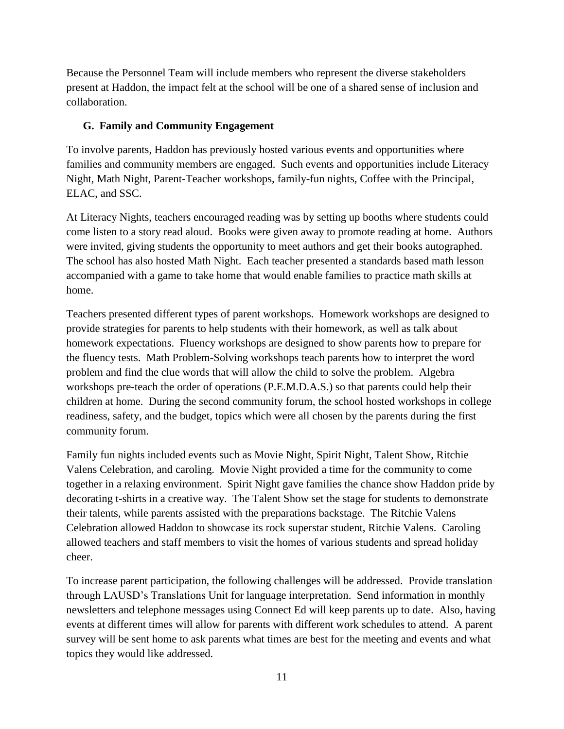Because the Personnel Team will include members who represent the diverse stakeholders present at Haddon, the impact felt at the school will be one of a shared sense of inclusion and collaboration.

### G. Family and Community Engagement

To involve parents, Haddon has previously hosted various events and opportunities where families and community members are engaged. Such events and opportunities include Literacy Night, Math Night, Parent-Teacher workshops, family-fun nights, Coffee with the Principal, ELAC, and SSC.

At Literacy Nights, teachers encouraged reading was by setting up booths where students could come listen to a story read aloud. Books were given away to promote reading at home. Authors were invited, giving students the opportunity to meet authors and get their books autographed. The school has also hosted Math Night. Each teacher presented a standards based math lesson accompanied with a game to take home that would enable families to practice math skills at home.

Teachers presented different types of parent workshops. Homework workshops are designed to provide strategies for parents to help students with their homework, as well as talk about homework expectations. Fluency workshops are designed to show parents how to prepare for the fluency tests. Math Problem-Solving workshops teach parents how to interpret the word problem and find the clue words that will allow the child to solve the problem. Algebra workshops pre-teach the order of operations (P.E.M.D.A.S.) so that parents could help their children at home. During the second community forum, the school hosted workshops in college readiness, safety, and the budget, topics which were all chosen by the parents during the first community forum.

Family fun nights included events such as Movie Night, Spirit Night, Talent Show, Ritchie Valens Celebration, and caroling. Movie Night provided a time for the community to come together in a relaxing environment. Spirit Night gave families the chance show Haddon pride by decorating t-shirts in a creative way. The Talent Show set the stage for students to demonstrate their talents, while parents assisted with the preparations backstage. The Ritchie Valens Celebration allowed Haddon to showcase its rock superstar student, Ritchie Valens. Caroling allowed teachers and staff members to visit the homes of various students and spread holiday cheer.

To increase parent participation, the following challenges will be addressed. Provide translation through LAUSD's Translations Unit for language interpretation. Send information in monthly newsletters and telephone messages using Connect Ed will keep parents up to date. Also, having events at different times will allow for parents with different work schedules to attend. A parent survey will be sent home to ask parents what times are best for the meeting and events and what topics they would like addressed.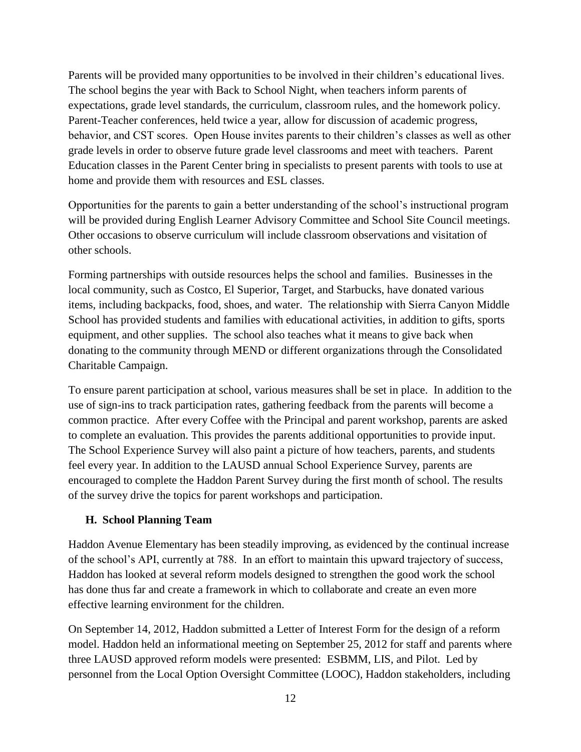Parents will be provided many opportunities to be involved in their children's educational lives. The school begins the year with Back to School Night, when teachers inform parents of expectations, grade level standards, the curriculum, classroom rules, and the homework policy. Parent-Teacher conferences, held twice a year, allow for discussion of academic progress, behavior, and CST scores. Open House invites parents to their children's classes as well as other grade levels in order to observe future grade level classrooms and meet with teachers. Parent Education classes in the Parent Center bring in specialists to present parents with tools to use at home and provide them with resources and ESL classes.

Opportunities for the parents to gain a better understanding of the school's instructional program will be provided during English Learner Advisory Committee and School Site Council meetings. Other occasions to observe curriculum will include classroom observations and visitation of other schools.

Forming partnerships with outside resources helps the school and families. Businesses in the local community, such as Costco, El Superior, Target, and Starbucks, have donated various items, including backpacks, food, shoes, and water. The relationship with Sierra Canyon Middle School has provided students and families with educational activities, in addition to gifts, sports equipment, and other supplies. The school also teaches what it means to give back when donating to the community through MEND or different organizations through the Consolidated Charitable Campaign.

To ensure parent participation at school, various measures shall be set in place. In addition to the use of sign-ins to track participation rates, gathering feedback from the parents will become a common practice. After every Coffee with the Principal and parent workshop, parents are asked to complete an evaluation. This provides the parents additional opportunities to provide input. The School Experience Survey will also paint a picture of how teachers, parents, and students feel every year. In addition to the LAUSD annual School Experience Survey, parents are encouraged to complete the Haddon Parent Survey during the first month of school. The results of the survey drive the topics for parent workshops and participation.

### H. School Planning Team

Haddon Avenue Elementary has been steadily improving, as evidenced by the continual increase of the school's API, currently at 788. In an effort to maintain this upward trajectory of success, Haddon has looked at several reform models designed to strengthen the good work the school has done thus far and create a framework in which to collaborate and create an even more effective learning environment for the children.

On September 14, 2012, Haddon submitted a Letter of Interest Form for the design of a reform model. Haddon held an informational meeting on September 25, 2012 for staff and parents where three LAUSD approved reform models were presented: ESBMM, LIS, and Pilot. Led by personnel from the Local Option Oversight Committee (LOOC), Haddon stakeholders, including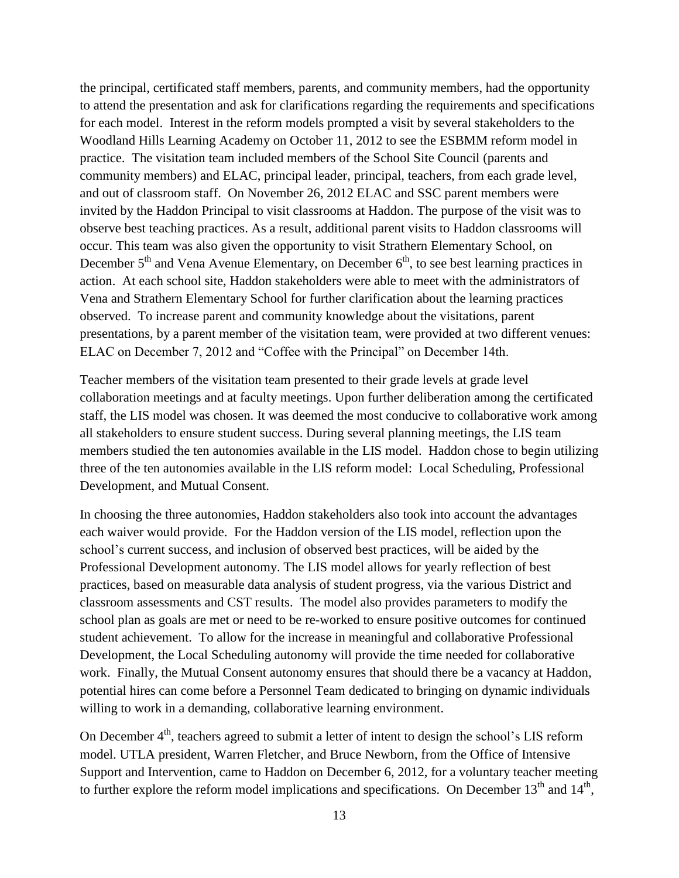the principal, certificated staff members, parents, and community members, had the opportunity to attend the presentation and ask for clarifications regarding the requirements and specifications for each model. Interest in the reform models prompted a visit by several stakeholders to the Woodland Hills Learning Academy on October 11, 2012 to see the ESBMM reform model in practice. The visitation team included members of the School Site Council (parents and community members) and ELAC, principal leader, principal, teachers, from each grade level, and out of classroom staff. On November 26, 2012 ELAC and SSC parent members were invited by the Haddon Principal to visit classrooms at Haddon. The purpose of the visit was to observe best teaching practices. As a result, additional parent visits to Haddon classrooms will occur. This team was also given the opportunity to visit Strathern Elementary School, on December 5th and Vena Avenue Elementary, on December 6th, to see best learning practices in action. At each school site, Haddon stakeholders were able to meet with the administrators of Vena and Strathern Elementary School for further clarification about the learning practices observed. To increase parent and community knowledge about the visitations, parent presentations, by a parent member of the visitation team, were provided at two different venues: ELAC on December 7, 2012 and "Coffee with the Principal" on December 14th.

Teacher members of the visitation team presented to their grade levels at grade level collaboration meetings and at faculty meetings. Upon further deliberation among the certificated staff, the LIS model was chosen. It was deemed the most conducive to collaborative work among all stakeholders to ensure student success. During several planning meetings, the LIS team members studied the ten autonomies available in the LIS model. Haddon chose to begin utilizing three of the ten autonomies available in the LIS reform model: Local Scheduling, Professional Development, and Mutual Consent.

In choosing the three autonomies, Haddon stakeholders also took into account the advantages each waiver would provide. For the Haddon version of the LIS model, reflection upon the school's current success, and inclusion of observed best practices, will be aided by the Professional Development autonomy. The LIS model allows for yearly reflection of best practices, based on measurable data analysis of student progress, via the various District and classroom assessments and CST results. The model also provides parameters to modify the school plan as goals are met or need to be re-worked to ensure positive outcomes for continued student achievement. To allow for the increase in meaningful and collaborative Professional Development, the Local Scheduling autonomy will provide the time needed for collaborative work. Finally, the Mutual Consent autonomy ensures that should there be a vacancy at Haddon, potential hires can come before a Personnel Team dedicated to bringing on dynamic individuals willing to work in a demanding, collaborative learning environment.

On December 4th, teachers agreed to submit a letter of intent to design the school's LIS reform model. UTLA president, Warren Fletcher, and Bruce Newborn, from the Office of Intensive Support and Intervention, came to Haddon on December 6, 2012, for a voluntary teacher meeting to further explore the reform model implications and specifications. On December 13th and 14th,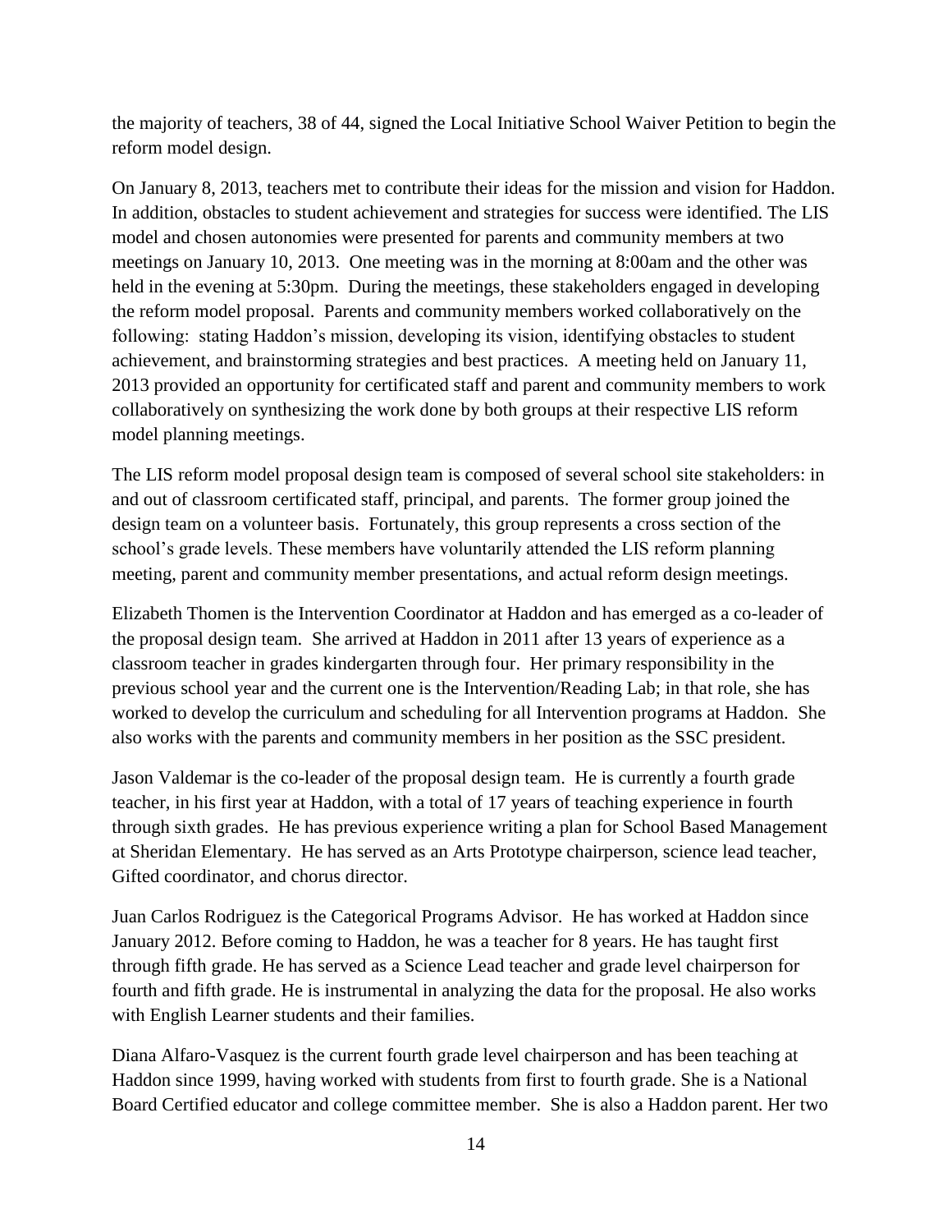the majority of teachers, 38 of 44, signed the Local Initiative School Waiver Petition to begin the reform model design.

On January 8, 2013, teachers met to contribute their ideas for the mission and vision for Haddon. In addition, obstacles to student achievement and strategies for success were identified. The LIS model and chosen autonomies were presented for parents and community members at two meetings on January 10, 2013. One meeting was in the morning at 8:00am and the other was held in the evening at 5:30pm. During the meetings, these stakeholders engaged in developing the reform model proposal. Parents and community members worked collaboratively on the following: stating Haddon's mission, developing its vision, identifying obstacles to student achievement, and brainstorming strategies and best practices. A meeting held on January 11, 2013 provided an opportunity for certificated staff and parent and community members to work collaboratively on synthesizing the work done by both groups at their respective LIS reform model planning meetings.

The LIS reform model proposal design team is composed of several school site stakeholders: in and out of classroom certificated staff, principal, and parents. The former group joined the design team on a volunteer basis. Fortunately, this group represents a cross section of the school's grade levels. These members have voluntarily attended the LIS reform planning meeting, parent and community member presentations, and actual reform design meetings.

Elizabeth Thomen is the Intervention Coordinator at Haddon and has emerged as a co-leader of the proposal design team. She arrived at Haddon in 2011 after 13 years of experience as a classroom teacher in grades kindergarten through four. Her primary responsibility in the previous school year and the current one is the Intervention/Reading Lab; in that role, she has worked to develop the curriculum and scheduling for all Intervention programs at Haddon. She also works with the parents and community members in her position as the SSC president.

Jason Valdemar is the co-leader of the proposal design team. He is currently a fourth grade teacher, in his first year at Haddon, with a total of 17 years of teaching experience in fourth through sixth grades. He has previous experience writing a plan for School Based Management at Sheridan Elementary. He has served as an Arts Prototype chairperson, science lead teacher, Gifted coordinator, and chorus director.

Juan Carlos Rodriguez is the Categorical Programs Advisor. He has worked at Haddon since January 2012. Before coming to Haddon, he was a teacher for 8 years. He has taught first through fifth grade. He has served as a Science Lead teacher and grade level chairperson for fourth and fifth grade. He is instrumental in analyzing the data for the proposal. He also works with English Learner students and their families.

Diana Alfaro-Vasquez is the current fourth grade level chairperson and has been teaching at Haddon since 1999, having worked with students from first to fourth grade. She is a National Board Certified educator and college committee member. She is also a Haddon parent. Her two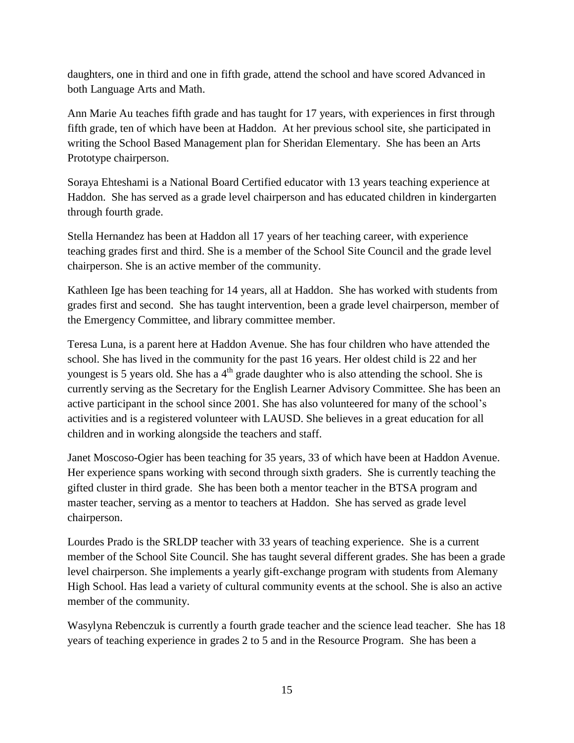daughters, one in third and one in fifth grade, attend the school and have scored Advanced in both Language Arts and Math.

Ann Marie Au teaches fifth grade and has taught for 17 years, with experiences in first through fifth grade, ten of which have been at Haddon. At her previous school site, she participated in writing the School Based Management plan for Sheridan Elementary. She has been an Arts Prototype chairperson.

Soraya Ehteshami is a National Board Certified educator with 13 years teaching experience at Haddon. She has served as a grade level chairperson and has educated children in kindergarten through fourth grade.

Stella Hernandez has been at Haddon all 17 years of her teaching career, with experience teaching grades first and third. She is a member of the School Site Council and the grade level chairperson. She is an active member of the community.

Kathleen Ige has been teaching for 14 years, all at Haddon. She has worked with students from grades first and second. She has taught intervention, been a grade level chairperson, member of the Emergency Committee, and library committee member.

Teresa Luna, is a parent here at Haddon Avenue. She has four children who have attended the school. She has lived in the community for the past 16 years. Her oldest child is 22 and her youngest is 5 years old. She has a 4th grade daughter who is also attending the school. She is currently serving as the Secretary for the English Learner Advisory Committee. She has been an active participant in the school since 2001. She has also volunteered for many of the school's activities and is a registered volunteer with LAUSD. She believes in a great education for all children and in working alongside the teachers and staff.

Janet Moscoso-Ogier has been teaching for 35 years, 33 of which have been at Haddon Avenue. Her experience spans working with second through sixth graders. She is currently teaching the gifted cluster in third grade. She has been both a mentor teacher in the BTSA program and master teacher, serving as a mentor to teachers at Haddon. She has served as grade level chairperson.

Lourdes Prado is the SRLDP teacher with 33 years of teaching experience. She is a current member of the School Site Council. She has taught several different grades. She has been a grade level chairperson. She implements a yearly gift-exchange program with students from Alemany High School. Has lead a variety of cultural community events at the school. She is also an active member of the community.

Wasylyna Rebenczuk is currently a fourth grade teacher and the science lead teacher. She has 18 years of teaching experience in grades 2 to 5 and in the Resource Program. She has been a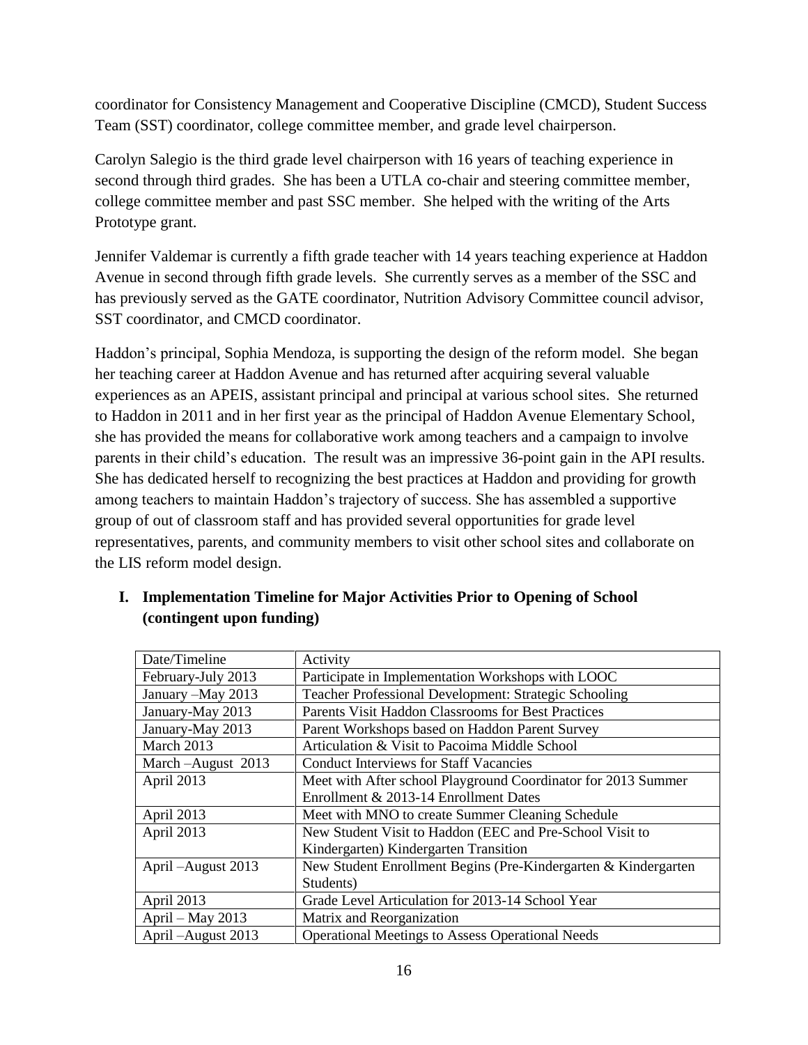coordinator for Consistency Management and Cooperative Discipline (CMCD), Student Success Team (SST) coordinator, college committee member, and grade level chairperson.

Carolyn Salegio is the third grade level chairperson with 16 years of teaching experience in second through third grades. She has been a UTLA co-chair and steering committee member, college committee member and past SSC member. She helped with the writing of the Arts Prototype grant.

Jennifer Valdemar is currently a fifth grade teacher with 14 years teaching experience at Haddon Avenue in second through fifth grade levels. She currently serves as a member of the SSC and has previously served as the GATE coordinator, Nutrition Advisory Committee council advisor, SST coordinator, and CMCD coordinator.

Haddon's principal, Sophia Mendoza, is supporting the design of the reform model. She began her teaching career at Haddon Avenue and has returned after acquiring several valuable experiences as an APEIS, assistant principal and principal at various school sites. She returned to Haddon in 2011 and in her first year as the principal of Haddon Avenue Elementary School, she has provided the means for collaborative work among teachers and a campaign to involve parents in their child's education. The result was an impressive 36-point gain in the API results. She has dedicated herself to recognizing the best practices at Haddon and providing for growth among teachers to maintain Haddon's trajectory of success. She has assembled a supportive group of out of classroom staff and has provided several opportunities for grade level representatives, parents, and community members to visit other school sites and collaborate on the LIS reform model design.

## I. Implementation Timeline for Major Activities Prior to Opening of School (contingent upon funding)

| Date/Timeline | Activity |
|---|---|
| February-July 2013 | Participate in Implementation Workshops with LOOC |
| January –May 2013 | Teacher Professional Development: Strategic Schooling |
| January-May 2013 | Parents Visit Haddon Classrooms for Best Practices |
| January-May 2013 | Parent Workshops based on Haddon Parent Survey |
| March 2013 | Articulation & Visit to Pacoima Middle School |
| March –August 2013 | Conduct Interviews for Staff Vacancies |
| April 2013 | Meet with After school Playground Coordinator for 2013 Summer Enrollment & 2013-14 Enrollment Dates |
| April 2013 | Meet with MNO to create Summer Cleaning Schedule |
| April 2013 | New Student Visit to Haddon (EEC and Pre-School Visit to Kindergarten) Kindergarten Transition |
| April –August 2013 | New Student Enrollment Begins (Pre-Kindergarten & Kindergarten Students) |
| April 2013 | Grade Level Articulation for 2013-14 School Year |
| April – May 2013 | Matrix and Reorganization |
| April –August 2013 | Operational Meetings to Assess Operational Needs |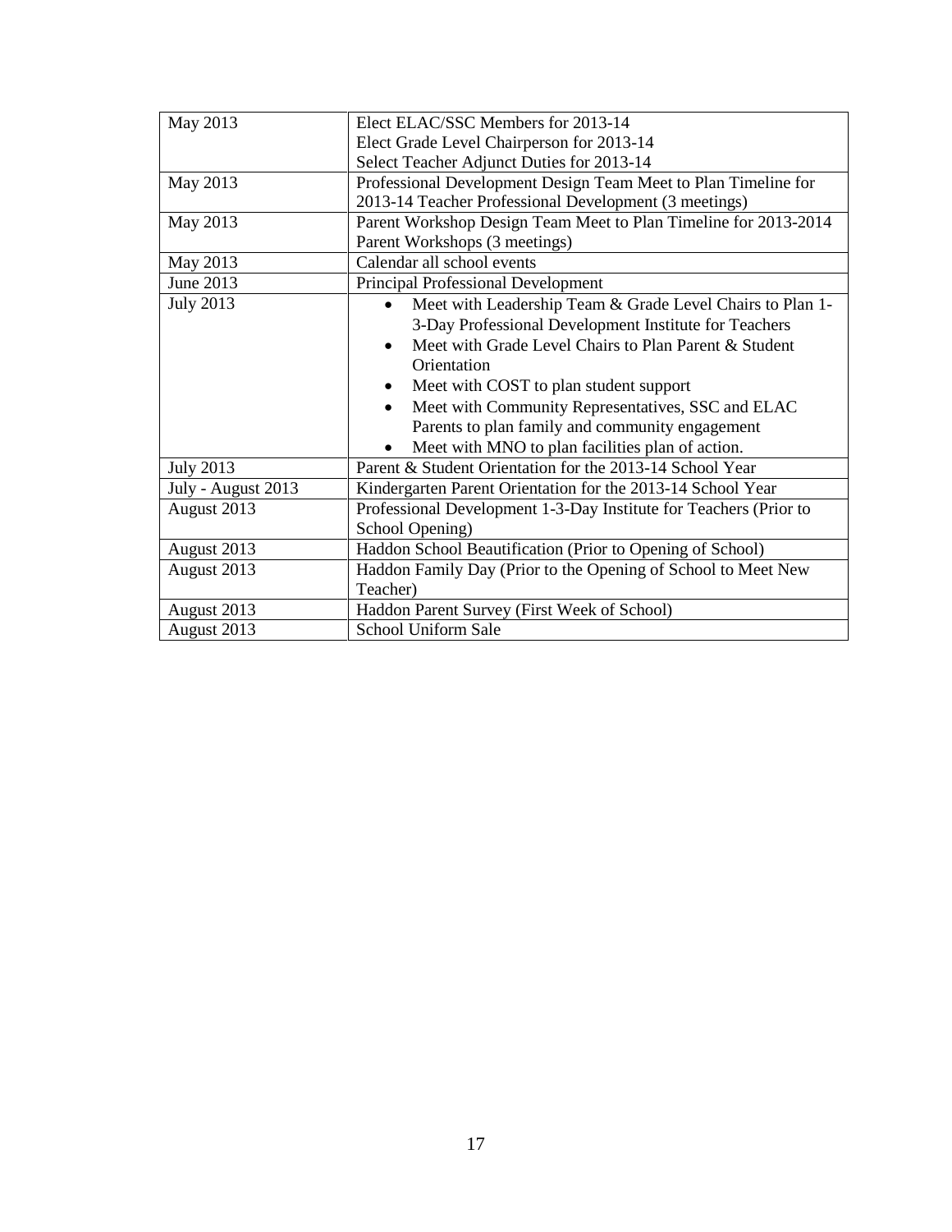| | |
|---|---|
| May 2013 | Elect ELAC/SSC Members for 2013-14<br>Elect Grade Level Chairperson for 2013-14<br>Select Teacher Adjunct Duties for 2013-14 |
| May 2013 | Professional Development Design Team Meet to Plan Timeline for 2013-14 Teacher Professional Development (3 meetings) |
| May 2013 | Parent Workshop Design Team Meet to Plan Timeline for 2013-2014 Parent Workshops (3 meetings) |
| May 2013 | Calendar all school events |
| June 2013 | Principal Professional Development |
| July 2013 | • Meet with Leadership Team & Grade Level Chairs to Plan 1-3-Day Professional Development Institute for Teachers<br>• Meet with Grade Level Chairs to Plan Parent & Student Orientation<br>• Meet with COST to plan student support<br>• Meet with Community Representatives, SSC and ELAC Parents to plan family and community engagement<br>• Meet with MNO to plan facilities plan of action. |
| July 2013 | Parent & Student Orientation for the 2013-14 School Year |
| July - August 2013 | Kindergarten Parent Orientation for the 2013-14 School Year |
| August 2013 | Professional Development 1-3-Day Institute for Teachers (Prior to School Opening) |
| August 2013 | Haddon School Beautification (Prior to Opening of School) |
| August 2013 | Haddon Family Day (Prior to the Opening of School to Meet New Teacher) |
| August 2013 | Haddon Parent Survey (First Week of School) |
| August 2013 | School Uniform Sale |